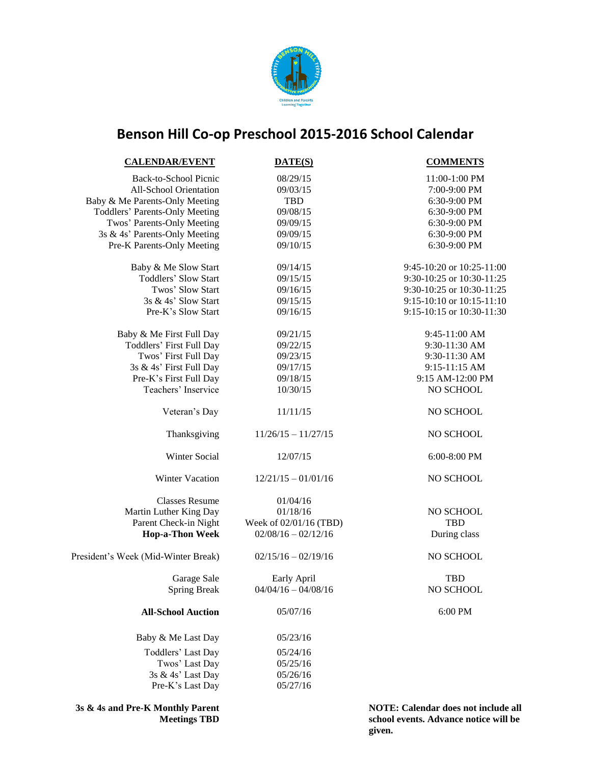# Benson Hill Co-op Preschool 2015-2016 School Calendar

| CALENDAR/EVENT | DATE(S) | COMMENTS |
|---|---|---|
| Back-to-School Picnic | 08/29/15 | 11:00-1:00 PM |
| All-School Orientation | 09/03/15 | 7:00-9:00 PM |
| Baby & Me Parents-Only Meeting | TBD | 6:30-9:00 PM |
| Toddlers' Parents-Only Meeting | 09/08/15 | 6:30-9:00 PM |
| Twos' Parents-Only Meeting | 09/09/15 | 6:30-9:00 PM |
| 3s & 4s' Parents-Only Meeting | 09/09/15 | 6:30-9:00 PM |
| Pre-K Parents-Only Meeting | 09/10/15 | 6:30-9:00 PM |
| Baby & Me Slow Start | 09/14/15 | 9:45-10:20 or 10:25-11:00 |
| Toddlers' Slow Start | 09/15/15 | 9:30-10:25 or 10:30-11:25 |
| Twos' Slow Start | 09/16/15 | 9:30-10:25 or 10:30-11:25 |
| 3s & 4s' Slow Start | 09/15/15 | 9:15-10:10 or 10:15-11:10 |
| Pre-K's Slow Start | 09/16/15 | 9:15-10:15 or 10:30-11:30 |
| Baby & Me First Full Day | 09/21/15 | 9:45-11:00 AM |
| Toddlers' First Full Day | 09/22/15 | 9:30-11:30 AM |
| Twos' First Full Day | 09/23/15 | 9:30-11:30 AM |
| 3s & 4s' First Full Day | 09/17/15 | 9:15-11:15 AM |
| Pre-K's First Full Day | 09/18/15 | 9:15 AM-12:00 PM |
| Teachers' Inservice | 10/30/15 | NO SCHOOL |
| Veteran's Day | 11/11/15 | NO SCHOOL |
| Thanksgiving | 11/26/15 – 11/27/15 | NO SCHOOL |
| Winter Social | 12/07/15 | 6:00-8:00 PM |
| Winter Vacation | 12/21/15 – 01/01/16 | NO SCHOOL |
| Classes Resume | 01/04/16 | |
| Martin Luther King Day | 01/18/16 | NO SCHOOL |
| Parent Check-in Night | Week of 02/01/16 (TBD) | TBD |
| **Hop-a-Thon Week** | 02/08/16 – 02/12/16 | During class |
| President's Week (Mid-Winter Break) | 02/15/16 – 02/19/16 | NO SCHOOL |
| Garage Sale | Early April | TBD |
| Spring Break | 04/04/16 – 04/08/16 | NO SCHOOL |
| **All-School Auction** | 05/07/16 | 6:00 PM |
| Baby & Me Last Day | 05/23/16 | |
| Toddlers' Last Day | 05/24/16 | |
| Twos' Last Day | 05/25/16 | |
| 3s & 4s' Last Day | 05/26/16 | |
| Pre-K's Last Day | 05/27/16 | |

**3s & 4s and Pre-K Monthly Parent Meetings TBD**

**NOTE: Calendar does not include all school events. Advance notice will be given.**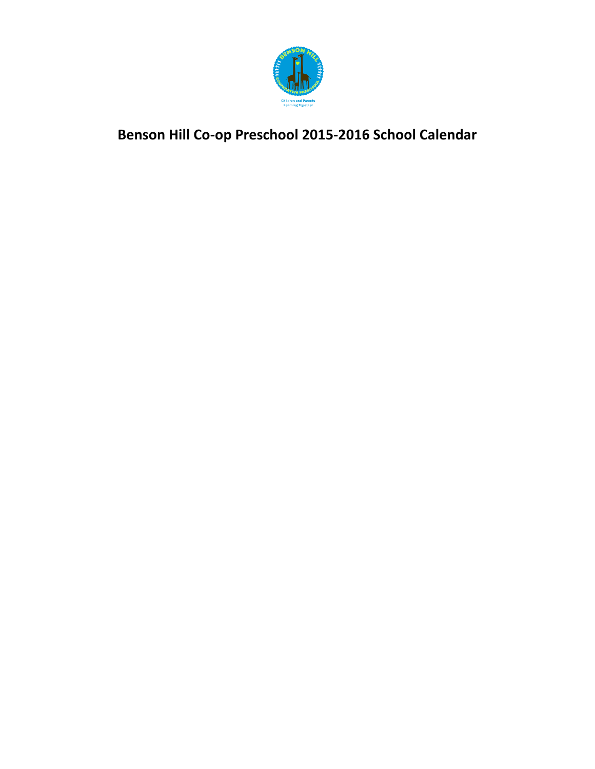# Benson Hill Co-op Preschool 2015-2016 School Calendar